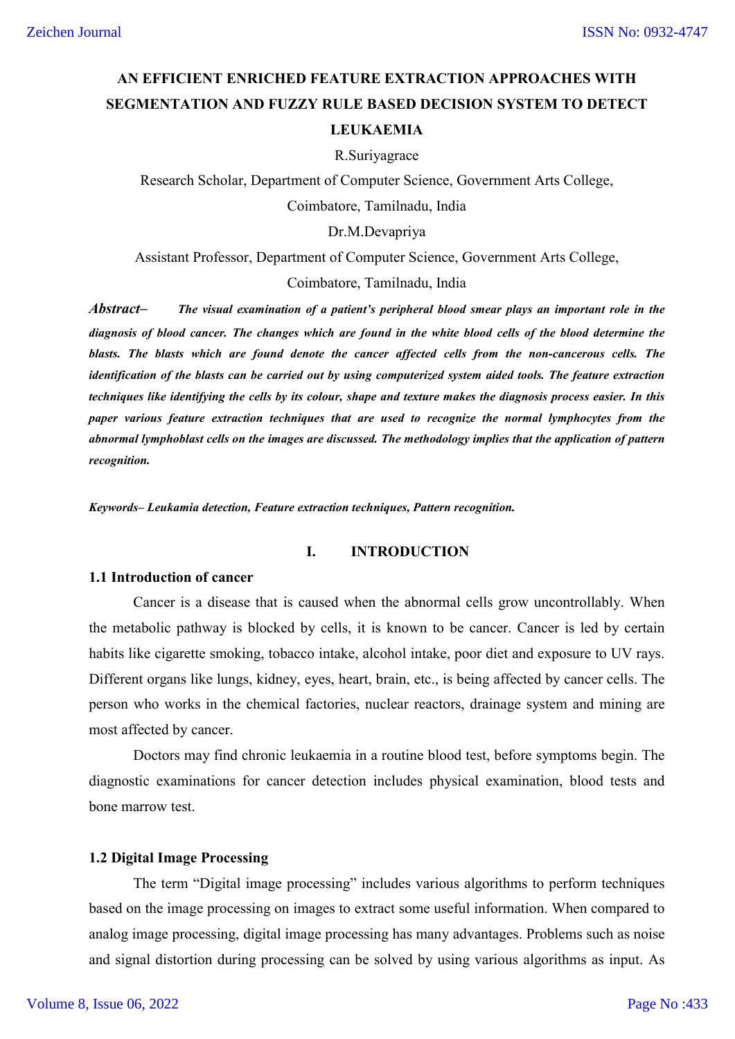# AN EFFICIENT ENRICHED FEATURE EXTRACTION APPROACHES WITH SEGMENTATION AND FUZZY RULE BASED DECISION SYSTEM TO DETECT LEUKAEMIA

R.Suriyagrace

Research Scholar, Department of Computer Science, Government Arts College, Coimbatore, Tamilnadu, India

Dr.M.Devapriya

Assistant Professor, Department of Computer Science, Government Arts College, Coimbatore, Tamilnadu, India

***Abstract–*** ***The visual examination of a patient's peripheral blood smear plays an important role in the diagnosis of blood cancer. The changes which are found in the white blood cells of the blood determine the blasts. The blasts which are found denote the cancer affected cells from the non-cancerous cells. The identification of the blasts can be carried out by using computerized system aided tools. The feature extraction techniques like identifying the cells by its colour, shape and texture makes the diagnosis process easier. In this paper various feature extraction techniques that are used to recognize the normal lymphocytes from the abnormal lymphoblast cells on the images are discussed. The methodology implies that the application of pattern recognition.***

***Keywords– Leukamia detection, Feature extraction techniques, Pattern recognition.***

## I. INTRODUCTION

### 1.1 Introduction of cancer

Cancer is a disease that is caused when the abnormal cells grow uncontrollably. When the metabolic pathway is blocked by cells, it is known to be cancer. Cancer is led by certain habits like cigarette smoking, tobacco intake, alcohol intake, poor diet and exposure to UV rays. Different organs like lungs, kidney, eyes, heart, brain, etc., is being affected by cancer cells. The person who works in the chemical factories, nuclear reactors, drainage system and mining are most affected by cancer.

Doctors may find chronic leukaemia in a routine blood test, before symptoms begin. The diagnostic examinations for cancer detection includes physical examination, blood tests and bone marrow test.

### 1.2 Digital Image Processing

The term "Digital image processing" includes various algorithms to perform techniques based on the image processing on images to extract some useful information. When compared to analog image processing, digital image processing has many advantages. Problems such as noise and signal distortion during processing can be solved by using various algorithms as input. As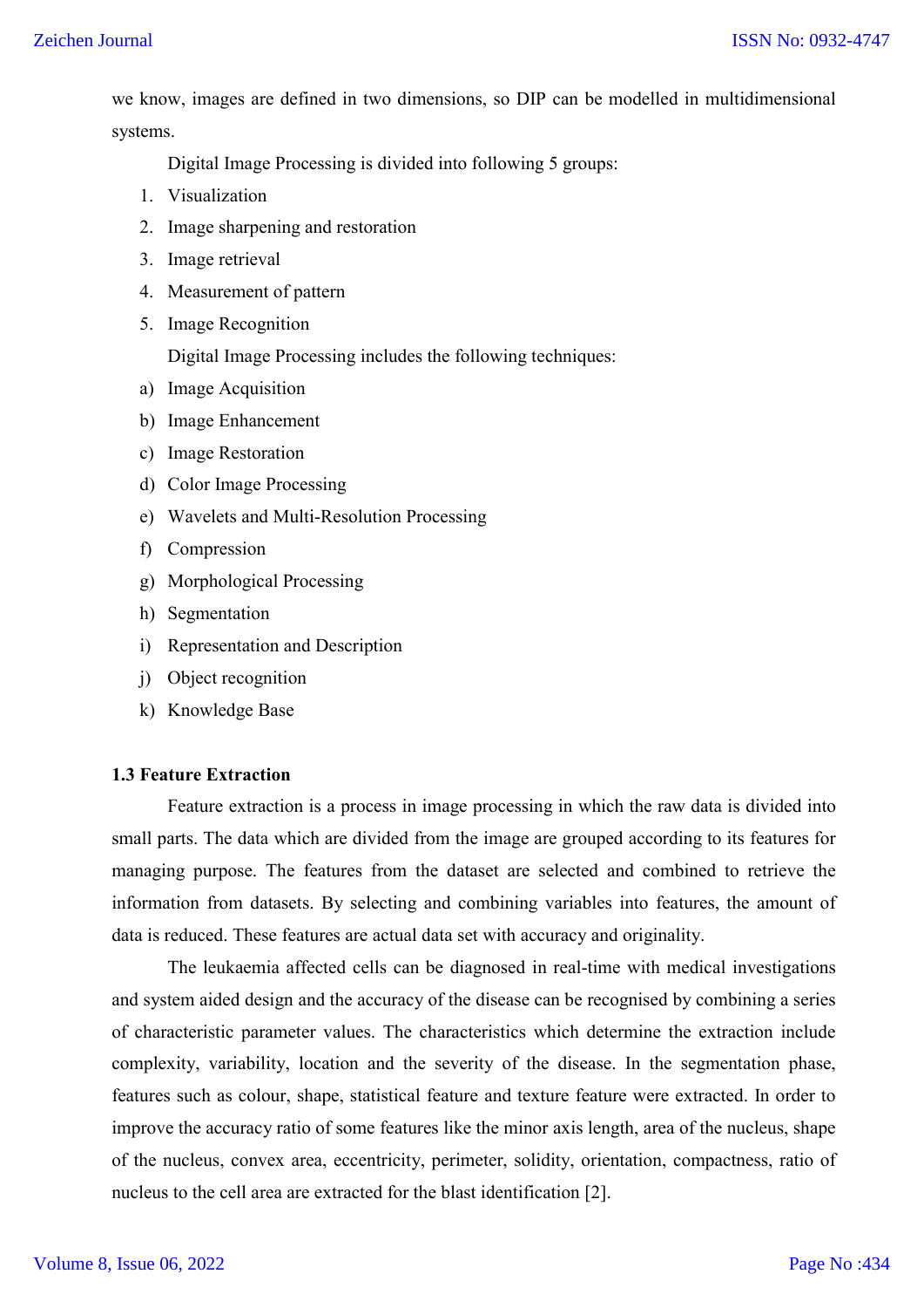we know, images are defined in two dimensions, so DIP can be modelled in multidimensional systems.

Digital Image Processing is divided into following 5 groups:

1. Visualization
2. Image sharpening and restoration
3. Image retrieval
4. Measurement of pattern
5. Image Recognition

Digital Image Processing includes the following techniques:

a) Image Acquisition
b) Image Enhancement
c) Image Restoration
d) Color Image Processing
e) Wavelets and Multi-Resolution Processing
f) Compression
g) Morphological Processing
h) Segmentation
i) Representation and Description
j) Object recognition
k) Knowledge Base

### 1.3 Feature Extraction

Feature extraction is a process in image processing in which the raw data is divided into small parts. The data which are divided from the image are grouped according to its features for managing purpose. The features from the dataset are selected and combined to retrieve the information from datasets. By selecting and combining variables into features, the amount of data is reduced. These features are actual data set with accuracy and originality.

The leukaemia affected cells can be diagnosed in real-time with medical investigations and system aided design and the accuracy of the disease can be recognised by combining a series of characteristic parameter values. The characteristics which determine the extraction include complexity, variability, location and the severity of the disease. In the segmentation phase, features such as colour, shape, statistical feature and texture feature were extracted. In order to improve the accuracy ratio of some features like the minor axis length, area of the nucleus, shape of the nucleus, convex area, eccentricity, perimeter, solidity, orientation, compactness, ratio of nucleus to the cell area are extracted for the blast identification [2].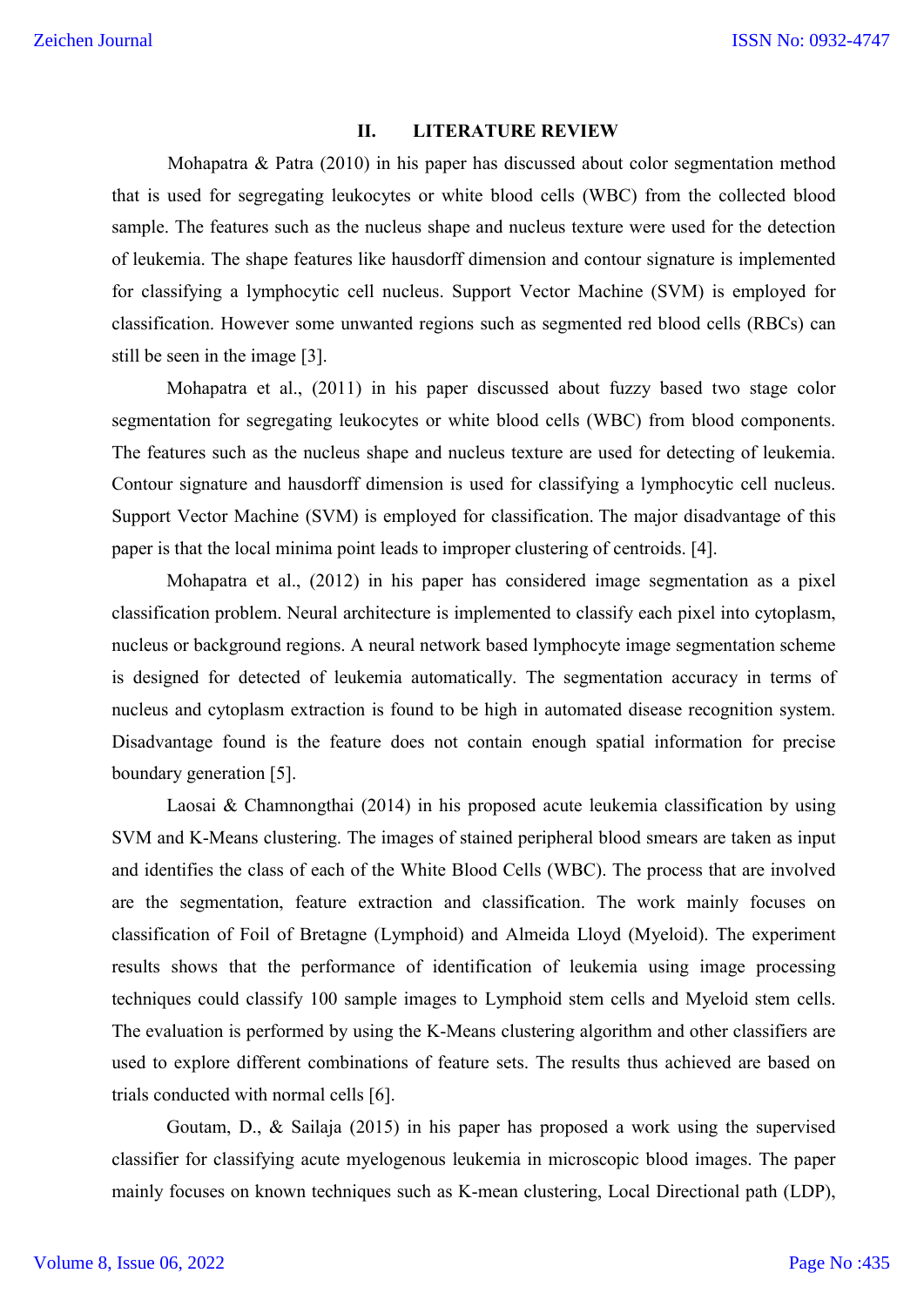## II. LITERATURE REVIEW

Mohapatra & Patra (2010) in his paper has discussed about color segmentation method that is used for segregating leukocytes or white blood cells (WBC) from the collected blood sample. The features such as the nucleus shape and nucleus texture were used for the detection of leukemia. The shape features like hausdorff dimension and contour signature is implemented for classifying a lymphocytic cell nucleus. Support Vector Machine (SVM) is employed for classification. However some unwanted regions such as segmented red blood cells (RBCs) can still be seen in the image [3].

Mohapatra et al., (2011) in his paper discussed about fuzzy based two stage color segmentation for segregating leukocytes or white blood cells (WBC) from blood components. The features such as the nucleus shape and nucleus texture are used for detecting of leukemia. Contour signature and hausdorff dimension is used for classifying a lymphocytic cell nucleus. Support Vector Machine (SVM) is employed for classification. The major disadvantage of this paper is that the local minima point leads to improper clustering of centroids. [4].

Mohapatra et al., (2012) in his paper has considered image segmentation as a pixel classification problem. Neural architecture is implemented to classify each pixel into cytoplasm, nucleus or background regions. A neural network based lymphocyte image segmentation scheme is designed for detected of leukemia automatically. The segmentation accuracy in terms of nucleus and cytoplasm extraction is found to be high in automated disease recognition system. Disadvantage found is the feature does not contain enough spatial information for precise boundary generation [5].

Laosai & Chamnongthai (2014) in his proposed acute leukemia classification by using SVM and K-Means clustering. The images of stained peripheral blood smears are taken as input and identifies the class of each of the White Blood Cells (WBC). The process that are involved are the segmentation, feature extraction and classification. The work mainly focuses on classification of Foil of Bretagne (Lymphoid) and Almeida Lloyd (Myeloid). The experiment results shows that the performance of identification of leukemia using image processing techniques could classify 100 sample images to Lymphoid stem cells and Myeloid stem cells. The evaluation is performed by using the K-Means clustering algorithm and other classifiers are used to explore different combinations of feature sets. The results thus achieved are based on trials conducted with normal cells [6].

Goutam, D., & Sailaja (2015) in his paper has proposed a work using the supervised classifier for classifying acute myelogenous leukemia in microscopic blood images. The paper mainly focuses on known techniques such as K-mean clustering, Local Directional path (LDP),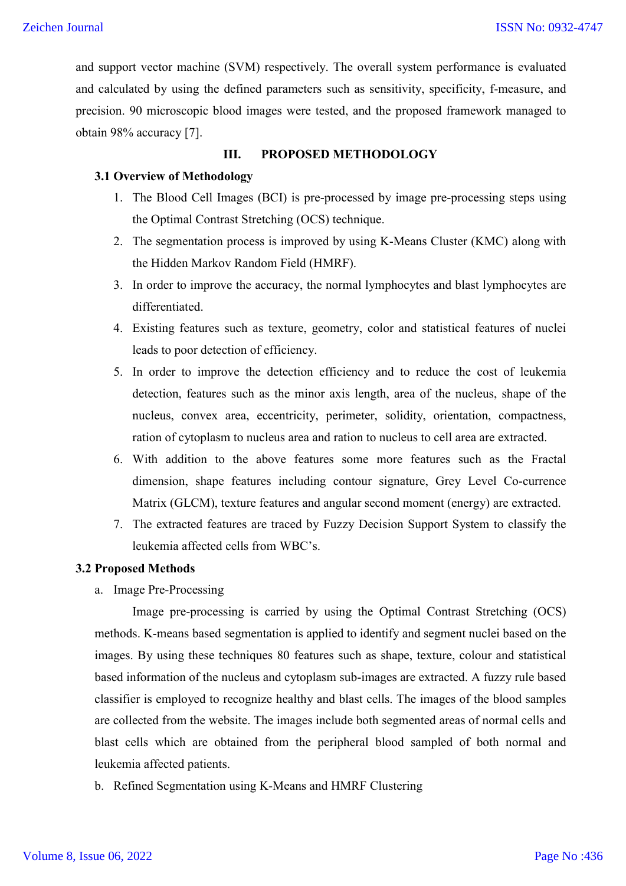and support vector machine (SVM) respectively. The overall system performance is evaluated and calculated by using the defined parameters such as sensitivity, specificity, f-measure, and precision. 90 microscopic blood images were tested, and the proposed framework managed to obtain 98% accuracy [7].

## III. PROPOSED METHODOLOGY

### 3.1 Overview of Methodology

1. The Blood Cell Images (BCI) is pre-processed by image pre-processing steps using the Optimal Contrast Stretching (OCS) technique.
2. The segmentation process is improved by using K-Means Cluster (KMC) along with the Hidden Markov Random Field (HMRF).
3. In order to improve the accuracy, the normal lymphocytes and blast lymphocytes are differentiated.
4. Existing features such as texture, geometry, color and statistical features of nuclei leads to poor detection of efficiency.
5. In order to improve the detection efficiency and to reduce the cost of leukemia detection, features such as the minor axis length, area of the nucleus, shape of the nucleus, convex area, eccentricity, perimeter, solidity, orientation, compactness, ration of cytoplasm to nucleus area and ration to nucleus to cell area are extracted.
6. With addition to the above features some more features such as the Fractal dimension, shape features including contour signature, Grey Level Co-curence Matrix (GLCM), texture features and angular second moment (energy) are extracted.
7. The extracted features are traced by Fuzzy Decision Support System to classify the leukemia affected cells from WBC's.

### 3.2 Proposed Methods

a. Image Pre-Processing

Image pre-processing is carried by using the Optimal Contrast Stretching (OCS) methods. K-means based segmentation is applied to identify and segment nuclei based on the images. By using these techniques 80 features such as shape, texture, colour and statistical based information of the nucleus and cytoplasm sub-images are extracted. A fuzzy rule based classifier is employed to recognize healthy and blast cells. The images of the blood samples are collected from the website. The images include both segmented areas of normal cells and blast cells which are obtained from the peripheral blood sampled of both normal and leukemia affected patients.

b. Refined Segmentation using K-Means and HMRF Clustering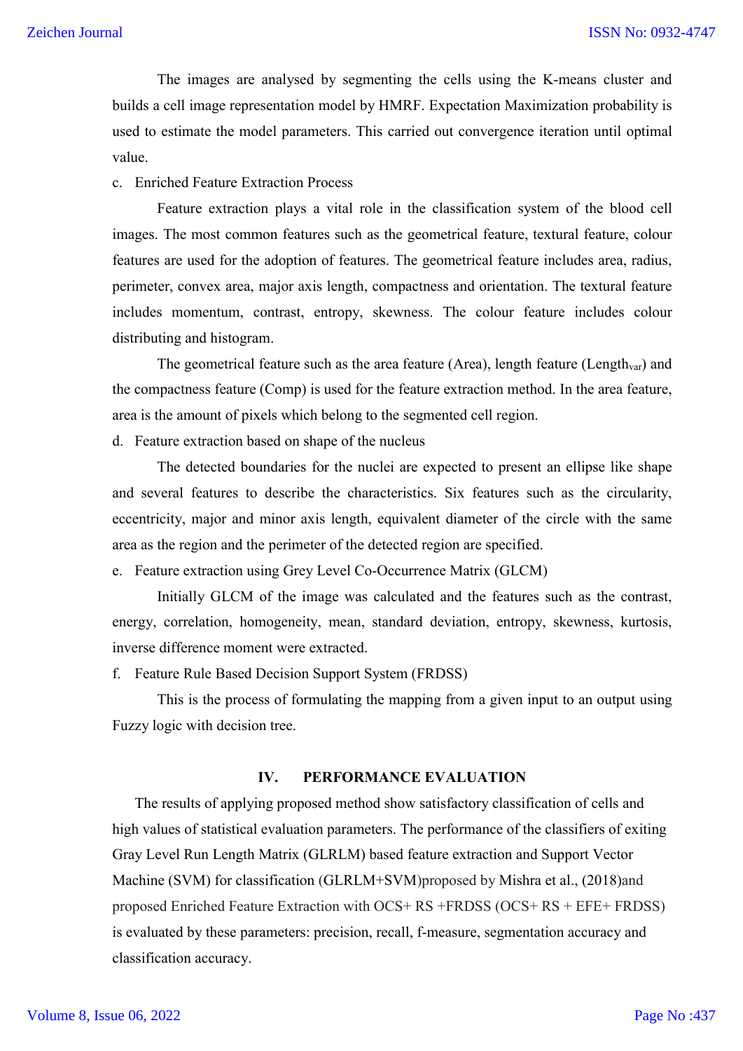The images are analysed by segmenting the cells using the K-means cluster and builds a cell image representation model by HMRF. Expectation Maximization probability is used to estimate the model parameters. This carried out convergence iteration until optimal value.

c. Enriched Feature Extraction Process

Feature extraction plays a vital role in the classification system of the blood cell images. The most common features such as the geometrical feature, textural feature, colour features are used for the adoption of features. The geometrical feature includes area, radius, perimeter, convex area, major axis length, compactness and orientation. The textural feature includes momentum, contrast, entropy, skewness. The colour feature includes colour distributing and histogram.

The geometrical feature such as the area feature (Area), length feature ($Length_{var}$) and the compactness feature (Comp) is used for the feature extraction method. In the area feature, area is the amount of pixels which belong to the segmented cell region.

d. Feature extraction based on shape of the nucleus

The detected boundaries for the nuclei are expected to present an ellipse like shape and several features to describe the characteristics. Six features such as the circularity, eccentricity, major and minor axis length, equivalent diameter of the circle with the same area as the region and the perimeter of the detected region are specified.

e. Feature extraction using Grey Level Co-Occurrence Matrix (GLCM)

Initially GLCM of the image was calculated and the features such as the contrast, energy, correlation, homogeneity, mean, standard deviation, entropy, skewness, kurtosis, inverse difference moment were extracted.

f. Feature Rule Based Decision Support System (FRDSS)

This is the process of formulating the mapping from a given input to an output using Fuzzy logic with decision tree.

## IV. PERFORMANCE EVALUATION

The results of applying proposed method show satisfactory classification of cells and high values of statistical evaluation parameters. The performance of the classifiers of exiting Gray Level Run Length Matrix (GLRLM) based feature extraction and Support Vector Machine (SVM) for classification (GLRLM+SVM)proposed by Mishra et al., (2018)and proposed Enriched Feature Extraction with OCS+ RS +FRDSS (OCS+ RS + EFE+ FRDSS) is evaluated by these parameters: precision, recall, f-measure, segmentation accuracy and classification accuracy.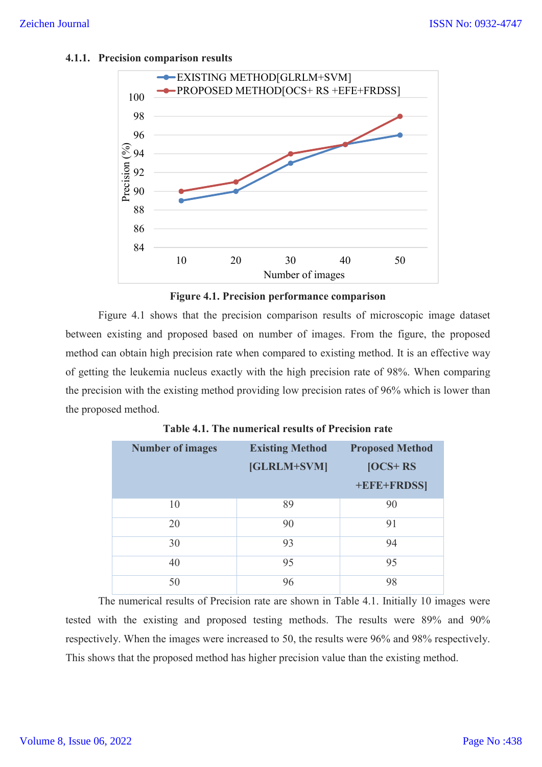#### 4.1.1. Precision comparison results

**Figure 4.1. Precision performance comparison**

Figure 4.1 shows that the precision comparison results of microscopic image dataset between existing and proposed based on number of images. From the figure, the proposed method can obtain high precision rate when compared to existing method. It is an effective way of getting the leukemia nucleus exactly with the high precision rate of 98%. When comparing the precision with the existing method providing low precision rates of 96% which is lower than the proposed method.

**Table 4.1. The numerical results of Precision rate**

| Number of images | Existing Method [GLRLM+SVM] | Proposed Method [OCS+ RS +EFE+FRDSS] |
|---|---|---|
| 10 | 89 | 90 |
| 20 | 90 | 91 |
| 30 | 93 | 94 |
| 40 | 95 | 95 |
| 50 | 96 | 98 |

The numerical results of Precision rate are shown in Table 4.1. Initially 10 images were tested with the existing and proposed testing methods. The results were 89% and 90% respectively. When the images were increased to 50, the results were 96% and 98% respectively. This shows that the proposed method has higher precision value than the existing method.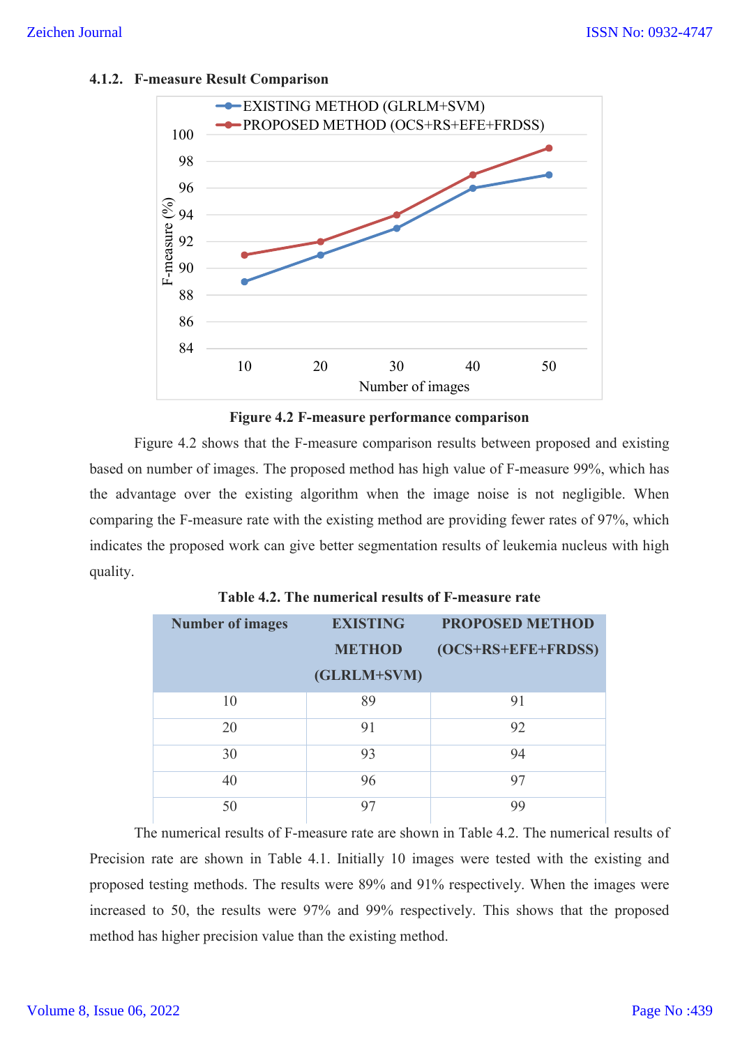#### 4.1.2. F-measure Result Comparison

**Figure 4.2 F-measure performance comparison**

Figure 4.2 shows that the F-measure comparison results between proposed and existing based on number of images. The proposed method has high value of F-measure 99%, which has the advantage over the existing algorithm when the image noise is not negligible. When comparing the F-measure rate with the existing method are providing fewer rates of 97%, which indicates the proposed work can give better segmentation results of leukemia nucleus with high quality.

**Table 4.2. The numerical results of F-measure rate**

| Number of images | EXISTING METHOD (GLRLM+SVM) | PROPOSED METHOD (OCS+RS+EFE+FRDSS) |
|---|---|---|
| 10 | 89 | 91 |
| 20 | 91 | 92 |
| 30 | 93 | 94 |
| 40 | 96 | 97 |
| 50 | 97 | 99 |

The numerical results of F-measure rate are shown in Table 4.2. The numerical results of Precision rate are shown in Table 4.1. Initially 10 images were tested with the existing and proposed testing methods. The results were 89% and 91% respectively. When the images were increased to 50, the results were 97% and 99% respectively. This shows that the proposed method has higher precision value than the existing method.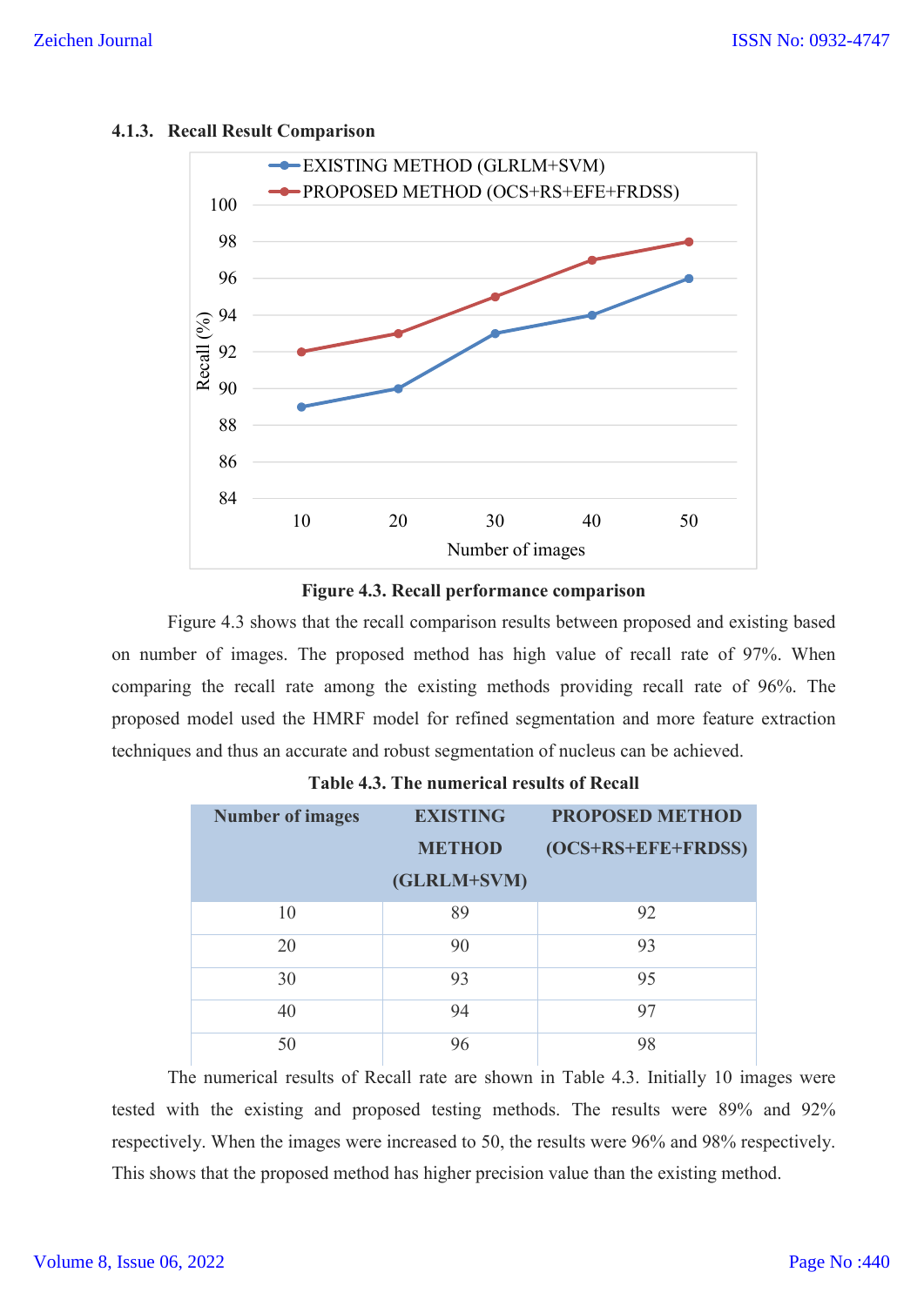### 4.1.3. Recall Result Comparison

**Figure 4.3. Recall performance comparison**

Figure 4.3 shows that the recall comparison results between proposed and existing based on number of images. The proposed method has high value of recall rate of 97%. When comparing the recall rate among the existing methods providing recall rate of 96%. The proposed model used the HMRF model for refined segmentation and more feature extraction techniques and thus an accurate and robust segmentation of nucleus can be achieved.

**Table 4.3. The numerical results of Recall**

| Number of images | EXISTING METHOD (GLRLM+SVM) | PROPOSED METHOD (OCS+RS+EFE+FRDSS) |
|---|---|---|
| 10 | 89 | 92 |
| 20 | 90 | 93 |
| 30 | 93 | 95 |
| 40 | 94 | 97 |
| 50 | 96 | 98 |

The numerical results of Recall rate are shown in Table 4.3. Initially 10 images were tested with the existing and proposed testing methods. The results were 89% and 92% respectively. When the images were increased to 50, the results were 96% and 98% respectively. This shows that the proposed method has higher precision value than the existing method.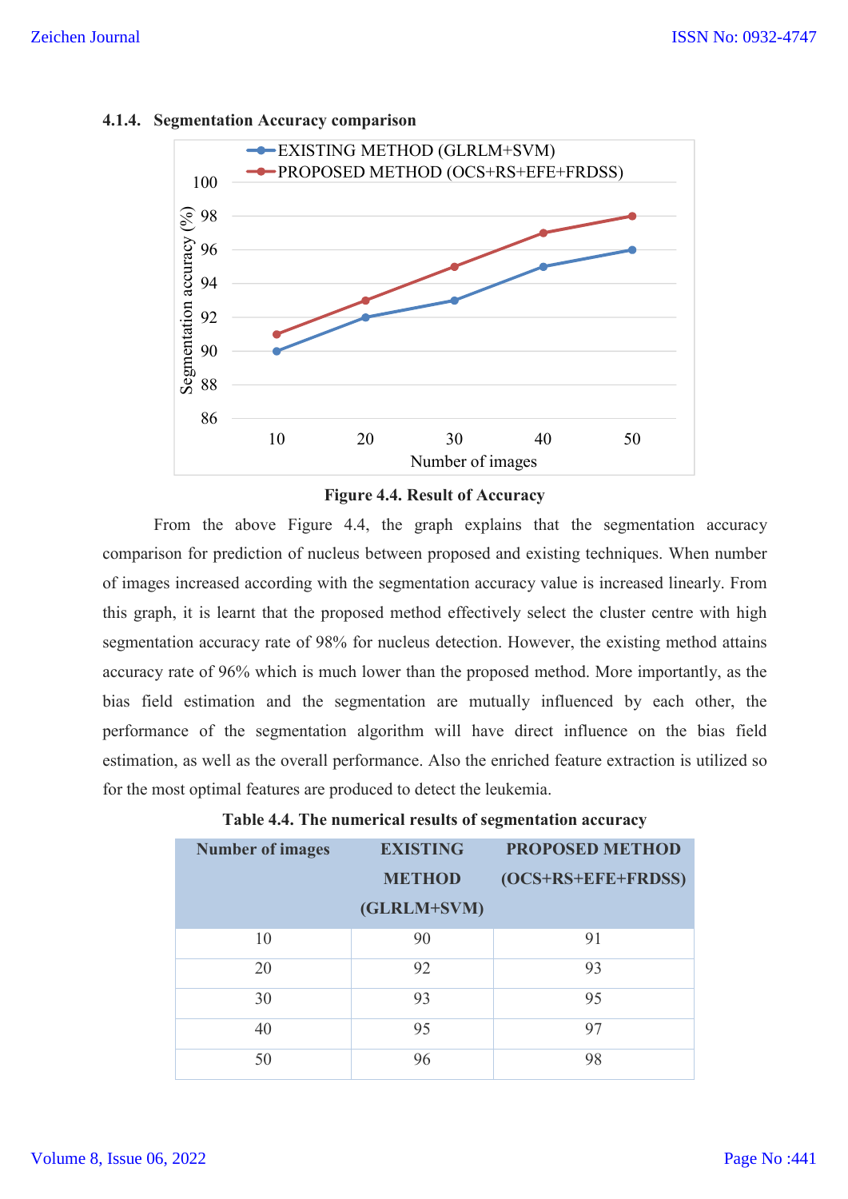### 4.1.4. Segmentation Accuracy comparison

**Figure 4.4. Result of Accuracy**

From the above Figure 4.4, the graph explains that the segmentation accuracy comparison for prediction of nucleus between proposed and existing techniques. When number of images increased according with the segmentation accuracy value is increased linearly. From this graph, it is learnt that the proposed method effectively select the cluster centre with high segmentation accuracy rate of 98% for nucleus detection. However, the existing method attains accuracy rate of 96% which is much lower than the proposed method. More importantly, as the bias field estimation and the segmentation are mutually influenced by each other, the performance of the segmentation algorithm will have direct influence on the bias field estimation, as well as the overall performance. Also the enriched feature extraction is utilized so for the most optimal features are produced to detect the leukemia.

**Table 4.4. The numerical results of segmentation accuracy**

| Number of images | EXISTING METHOD (GLRLM+SVM) | PROPOSED METHOD (OCS+RS+EFE+FRDSS) |
|---|---|---|
| 10 | 90 | 91 |
| 20 | 92 | 93 |
| 30 | 93 | 95 |
| 40 | 95 | 97 |
| 50 | 96 | 98 |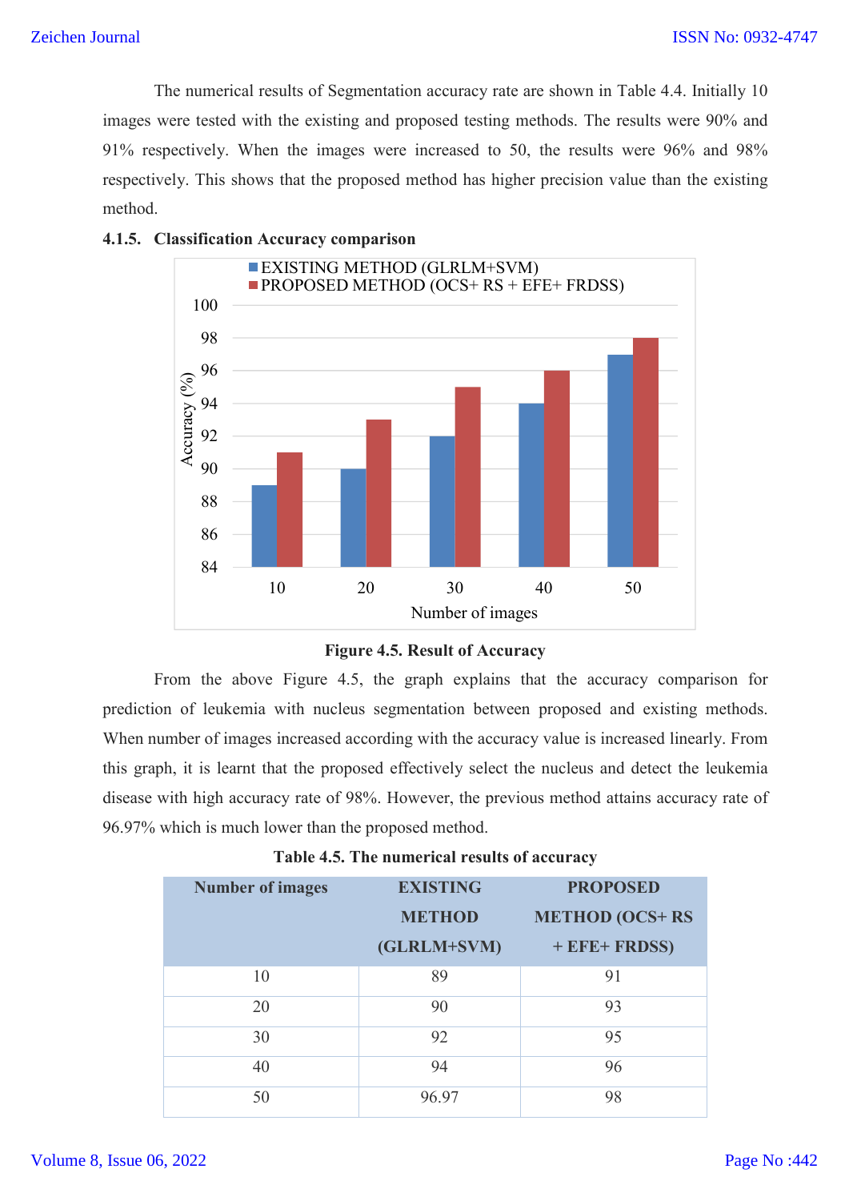The numerical results of Segmentation accuracy rate are shown in Table 4.4. Initially 10 images were tested with the existing and proposed testing methods. The results were 90% and 91% respectively. When the images were increased to 50, the results were 96% and 98% respectively. This shows that the proposed method has higher precision value than the existing method.

### 4.1.5. Classification Accuracy comparison

**Figure 4.5. Result of Accuracy**

From the above Figure 4.5, the graph explains that the accuracy comparison for prediction of leukemia with nucleus segmentation between proposed and existing methods. When number of images increased according with the accuracy value is increased linearly. From this graph, it is learnt that the proposed effectively select the nucleus and detect the leukemia disease with high accuracy rate of 98%. However, the previous method attains accuracy rate of 96.97% which is much lower than the proposed method.

**Table 4.5. The numerical results of accuracy**

| Number of images | EXISTING METHOD (GLRLM+SVM) | PROPOSED METHOD (OCS+ RS + EFE+ FRDSS) |
|---|---|---|
| 10 | 89 | 91 |
| 20 | 90 | 93 |
| 30 | 92 | 95 |
| 40 | 94 | 96 |
| 50 | 96.97 | 98 |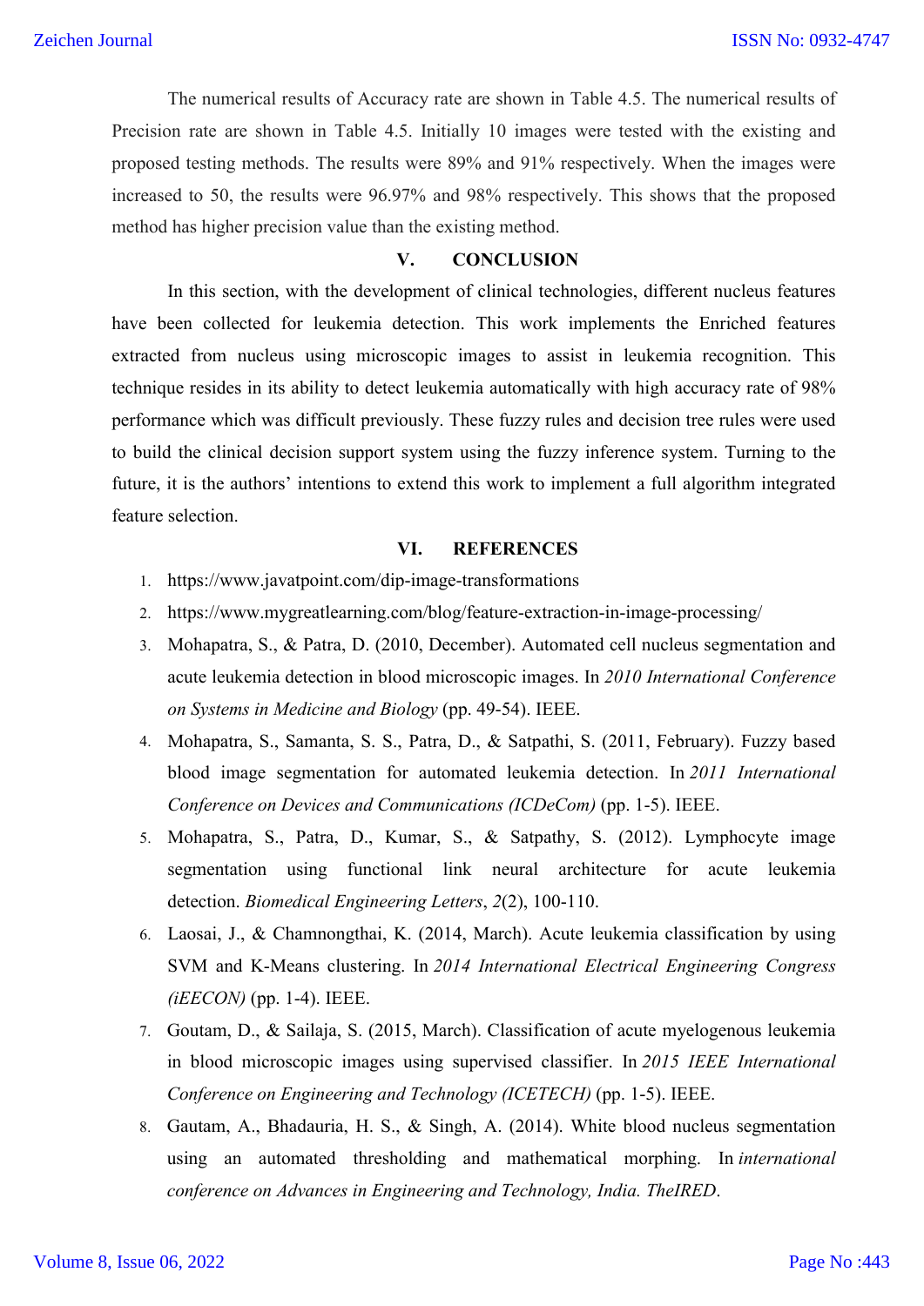The numerical results of Accuracy rate are shown in Table 4.5. The numerical results of Precision rate are shown in Table 4.5. Initially 10 images were tested with the existing and proposed testing methods. The results were 89% and 91% respectively. When the images were increased to 50, the results were 96.97% and 98% respectively. This shows that the proposed method has higher precision value than the existing method.

## V. CONCLUSION

In this section, with the development of clinical technologies, different nucleus features have been collected for leukemia detection. This work implements the Enriched features extracted from nucleus using microscopic images to assist in leukemia recognition. This technique resides in its ability to detect leukemia automatically with high accuracy rate of 98% performance which was difficult previously. These fuzzy rules and decision tree rules were used to build the clinical decision support system using the fuzzy inference system. Turning to the future, it is the authors' intentions to extend this work to implement a full algorithm integrated feature selection.

## VI. REFERENCES

1. https://www.javatpoint.com/dip-image-transformations
2. https://www.mygreatlearning.com/blog/feature-extraction-in-image-processing/
3. Mohapatra, S., & Patra, D. (2010, December). Automated cell nucleus segmentation and acute leukemia detection in blood microscopic images. In *2010 International Conference on Systems in Medicine and Biology* (pp. 49-54). IEEE.
4. Mohapatra, S., Samanta, S. S., Patra, D., & Satpathi, S. (2011, February). Fuzzy based blood image segmentation for automated leukemia detection. In *2011 International Conference on Devices and Communications (ICDeCom)* (pp. 1-5). IEEE.
5. Mohapatra, S., Patra, D., Kumar, S., & Satpathy, S. (2012). Lymphocyte image segmentation using functional link neural architecture for acute leukemia detection. *Biomedical Engineering Letters*, *2*(2), 100-110.
6. Laosai, J., & Chamnongthai, K. (2014, March). Acute leukemia classification by using SVM and K-Means clustering. In *2014 International Electrical Engineering Congress (iEECON)* (pp. 1-4). IEEE.
7. Goutam, D., & Sailaja, S. (2015, March). Classification of acute myelogenous leukemia in blood microscopic images using supervised classifier. In *2015 IEEE International Conference on Engineering and Technology (ICETECH)* (pp. 1-5). IEEE.
8. Gautam, A., Bhadauria, H. S., & Singh, A. (2014). White blood nucleus segmentation using an automated thresholding and mathematical morphing. In *international conference on Advances in Engineering and Technology, India. TheIRED*.